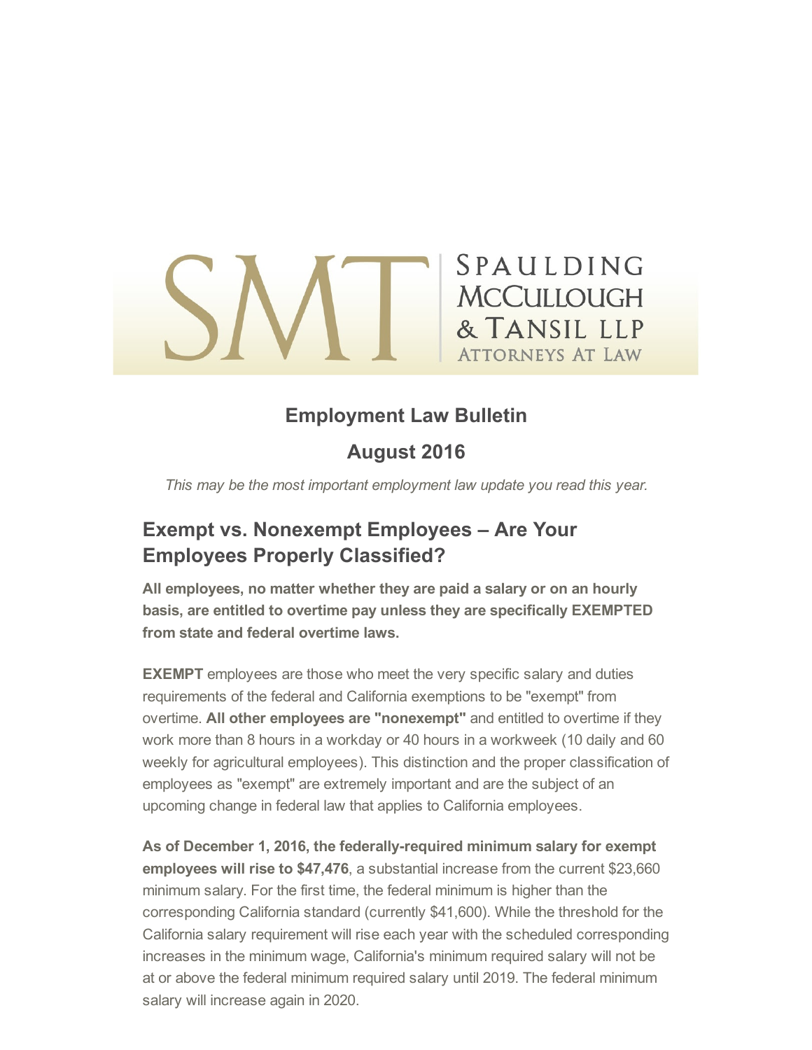SPAULDING MCCULLOUGH & TANSIL LLP
ATTORNEYS AT LAW

## Employment Law Bulletin

## August 2016

*This may be the most important employment law update you read this year.*

## Exempt vs. Nonexempt Employees – Are Your Employees Properly Classified?

**All employees, no matter whether they are paid a salary or on an hourly basis, are entitled to overtime pay unless they are specifically EXEMPTED from state and federal overtime laws.**

**EXEMPT** employees are those who meet the very specific salary and duties requirements of the federal and California exemptions to be "exempt" from overtime. **All other employees are "nonexempt"** and entitled to overtime if they work more than 8 hours in a workday or 40 hours in a workweek (10 daily and 60 weekly for agricultural employees). This distinction and the proper classification of employees as "exempt" are extremely important and are the subject of an upcoming change in federal law that applies to California employees.

**As of December 1, 2016, the federally-required minimum salary for exempt employees will rise to $47,476**, a substantial increase from the current $23,660 minimum salary. For the first time, the federal minimum is higher than the corresponding California standard (currently $41,600). While the threshold for the California salary requirement will rise each year with the scheduled corresponding increases in the minimum wage, California's minimum required salary will not be at or above the federal minimum required salary until 2019. The federal minimum salary will increase again in 2020.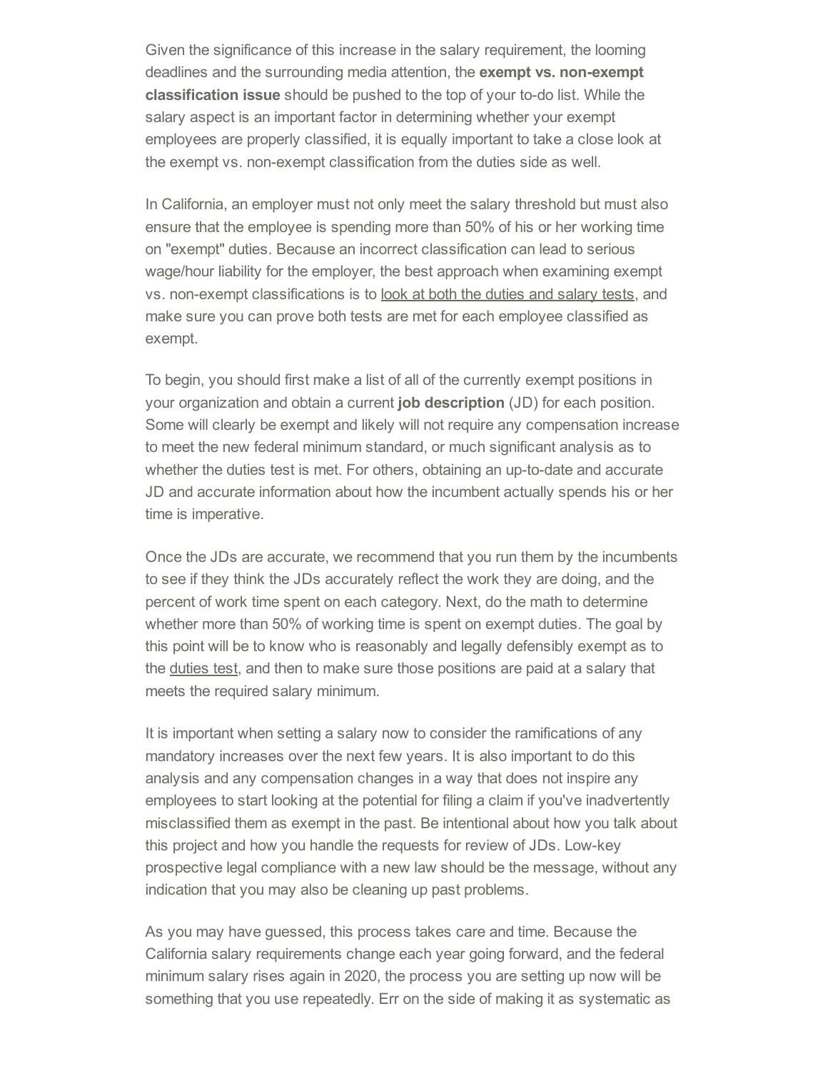Given the significance of this increase in the salary requirement, the looming deadlines and the surrounding media attention, the **exempt vs. non-exempt classification issue** should be pushed to the top of your to-do list. While the salary aspect is an important factor in determining whether your exempt employees are properly classified, it is equally important to take a close look at the exempt vs. non-exempt classification from the duties side as well.

In California, an employer must not only meet the salary threshold but must also ensure that the employee is spending more than 50% of his or her working time on "exempt" duties. Because an incorrect classification can lead to serious wage/hour liability for the employer, the best approach when examining exempt vs. non-exempt classifications is to look at both the duties and salary tests, and make sure you can prove both tests are met for each employee classified as exempt.

To begin, you should first make a list of all of the currently exempt positions in your organization and obtain a current **job description** (JD) for each position. Some will clearly be exempt and likely will not require any compensation increase to meet the new federal minimum standard, or much significant analysis as to whether the duties test is met. For others, obtaining an up-to-date and accurate JD and accurate information about how the incumbent actually spends his or her time is imperative.

Once the JDs are accurate, we recommend that you run them by the incumbents to see if they think the JDs accurately reflect the work they are doing, and the percent of work time spent on each category. Next, do the math to determine whether more than 50% of working time is spent on exempt duties. The goal by this point will be to know who is reasonably and legally defensibly exempt as to the duties test, and then to make sure those positions are paid at a salary that meets the required salary minimum.

It is important when setting a salary now to consider the ramifications of any mandatory increases over the next few years. It is also important to do this analysis and any compensation changes in a way that does not inspire any employees to start looking at the potential for filing a claim if you've inadvertently misclassified them as exempt in the past. Be intentional about how you talk about this project and how you handle the requests for review of JDs. Low-key prospective legal compliance with a new law should be the message, without any indication that you may also be cleaning up past problems.

As you may have guessed, this process takes care and time. Because the California salary requirements change each year going forward, and the federal minimum salary rises again in 2020, the process you are setting up now will be something that you use repeatedly. Err on the side of making it as systematic as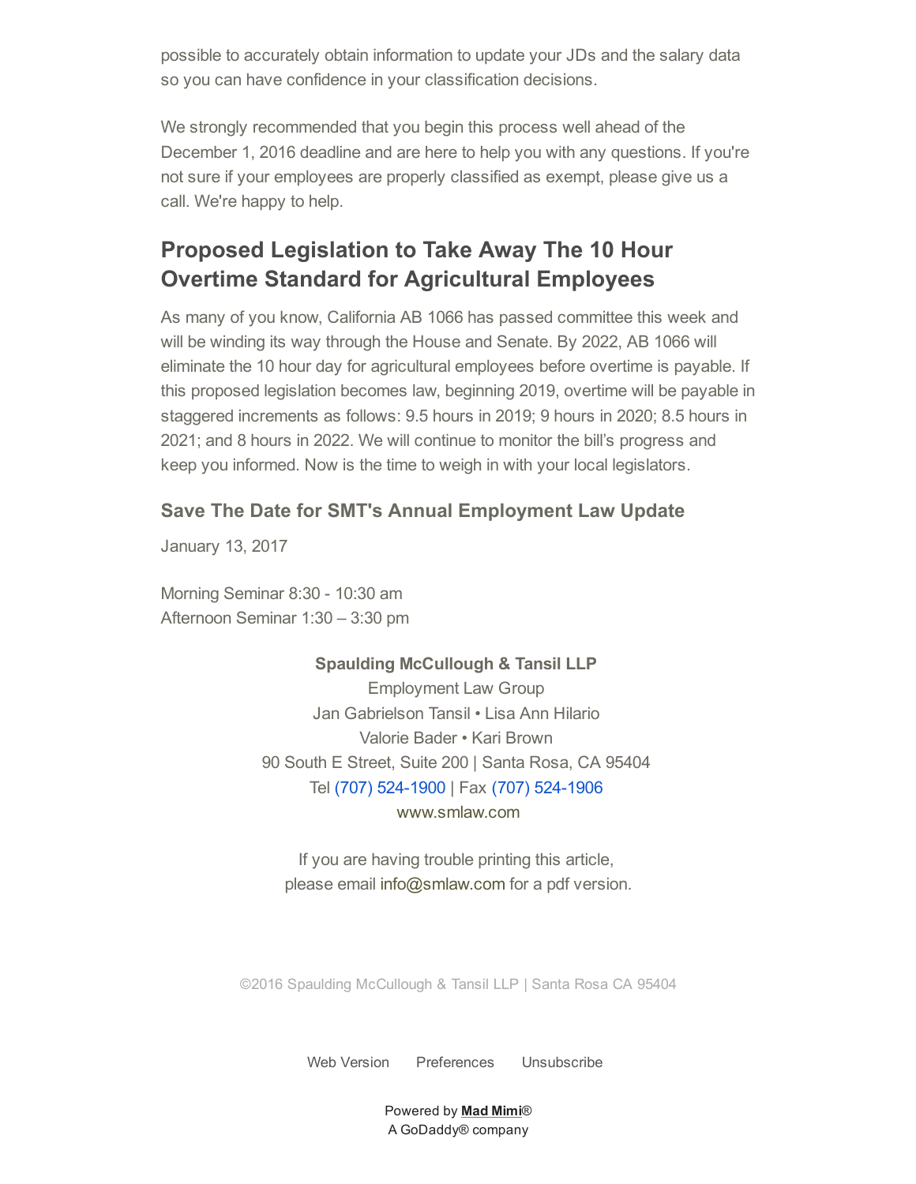possible to accurately obtain information to update your JDs and the salary data so you can have confidence in your classification decisions.

We strongly recommended that you begin this process well ahead of the December 1, 2016 deadline and are here to help you with any questions. If you're not sure if your employees are properly classified as exempt, please give us a call. We're happy to help.

## Proposed Legislation to Take Away The 10 Hour Overtime Standard for Agricultural Employees

As many of you know, California AB 1066 has passed committee this week and will be winding its way through the House and Senate. By 2022, AB 1066 will eliminate the 10 hour day for agricultural employees before overtime is payable. If this proposed legislation becomes law, beginning 2019, overtime will be payable in staggered increments as follows: 9.5 hours in 2019; 9 hours in 2020; 8.5 hours in 2021; and 8 hours in 2022. We will continue to monitor the bill's progress and keep you informed. Now is the time to weigh in with your local legislators.

### Save The Date for SMT's Annual Employment Law Update

January 13, 2017

Morning Seminar 8:30 - 10:30 am
Afternoon Seminar 1:30 – 3:30 pm

**Spaulding McCullough & Tansil LLP**
Employment Law Group
Jan Gabrielson Tansil • Lisa Ann Hilario
Valorie Bader • Kari Brown
90 South E Street, Suite 200 | Santa Rosa, CA 95404
Tel (707) 524-1900 | Fax (707) 524-1906
www.smlaw.com

If you are having trouble printing this article,
please email info@smlaw.com for a pdf version.

©2016 Spaulding McCullough & Tansil LLP | Santa Rosa CA 95404

Web Version Preferences Unsubscribe

Powered by **Mad Mimi**®
A GoDaddy® company